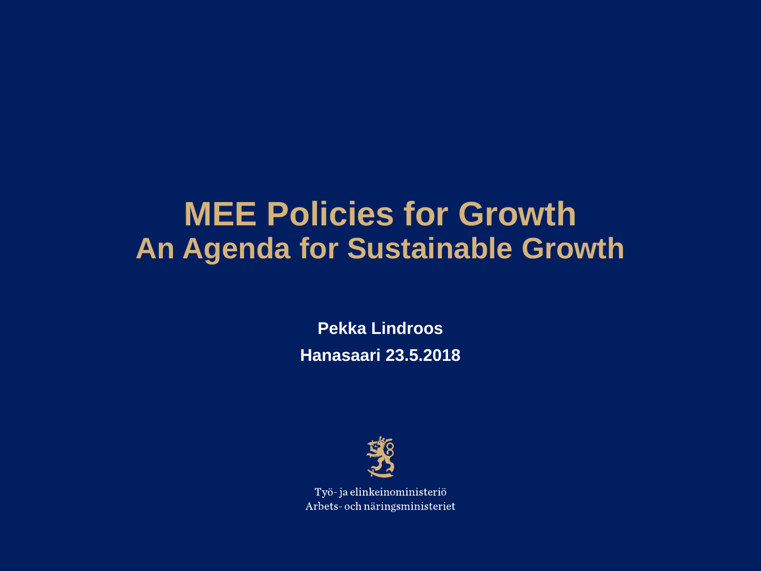# MEE Policies for Growth
## An Agenda for Sustainable Growth

**Pekka Lindroos**

**Hanasaari 23.5.2018**

Työ- ja elinkeinoministeriö
Arbets- och näringsministeriet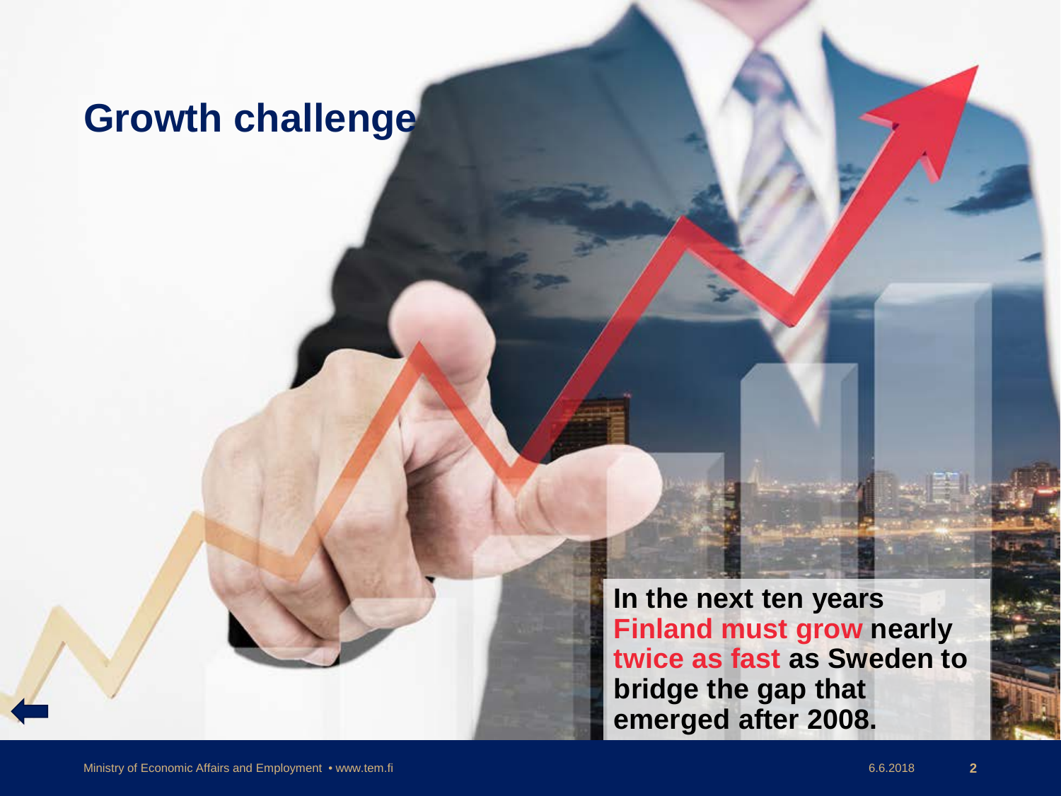# Growth challenge

**In the next ten years Finland must grow nearly twice as fast as Sweden to bridge the gap that emerged after 2008.**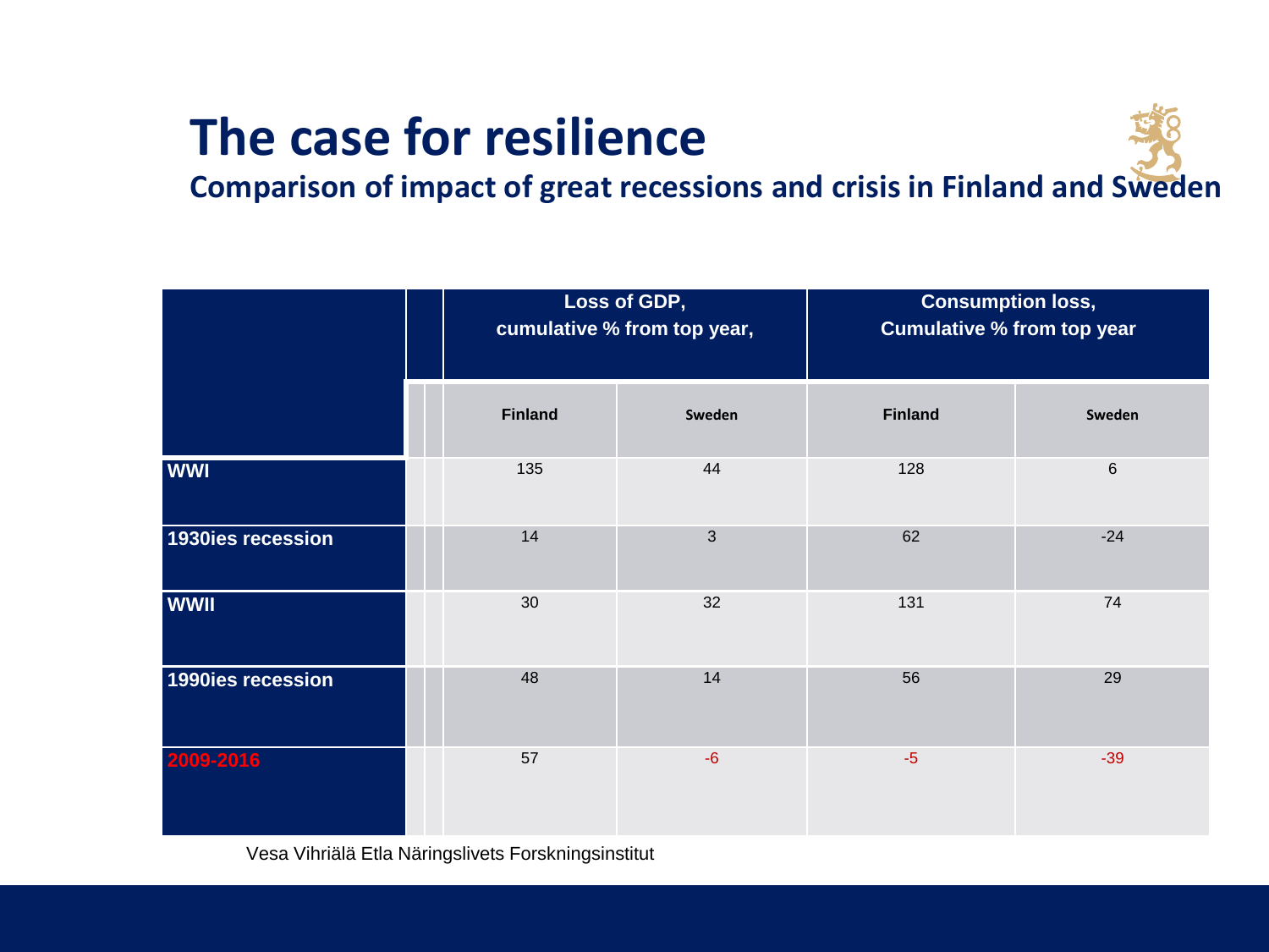# The case for resilience

## Comparison of impact of great recessions and crisis in Finland and Sweden

| | Loss of GDP, cumulative % from top year, | | Consumption loss, Cumulative % from top year | |
|---|---|---|---|---|
| | **Finland** | **Sweden** | **Finland** | **Sweden** |
| **WWI** | 135 | 44 | 128 | 6 |
| **1930ies recession** | 14 | 3 | 62 | -24 |
| **WWII** | 30 | 32 | 131 | 74 |
| **1990ies recession** | 48 | 14 | 56 | 29 |
| **2009-2016** | 57 | -6 | -5 | -39 |

Vesa Vihriälä Etla Näringslivets Forskningsinstitut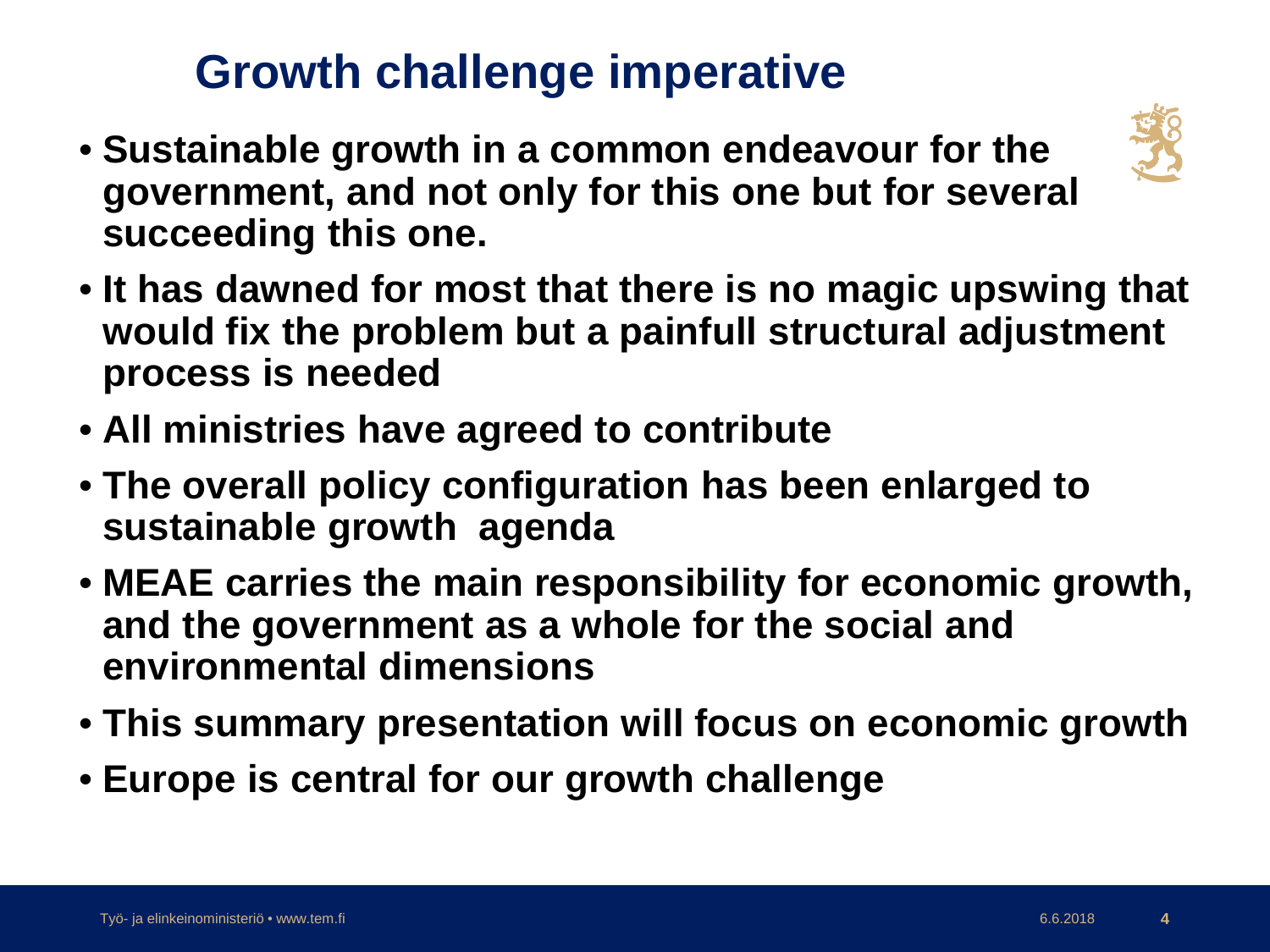# Growth challenge imperative

- **Sustainable growth in a common endeavour for the government, and not only for this one but for several succeeding this one.**
- **It has dawned for most that there is no magic upswing that would fix the problem but a painfull structural adjustment process is needed**
- **All ministries have agreed to contribute**
- **The overall policy configuration has been enlarged to sustainable growth agenda**
- **MEAE carries the main responsibility for economic growth, and the government as a whole for the social and environmental dimensions**
- **This summary presentation will focus on economic growth**
- **Europe is central for our growth challenge**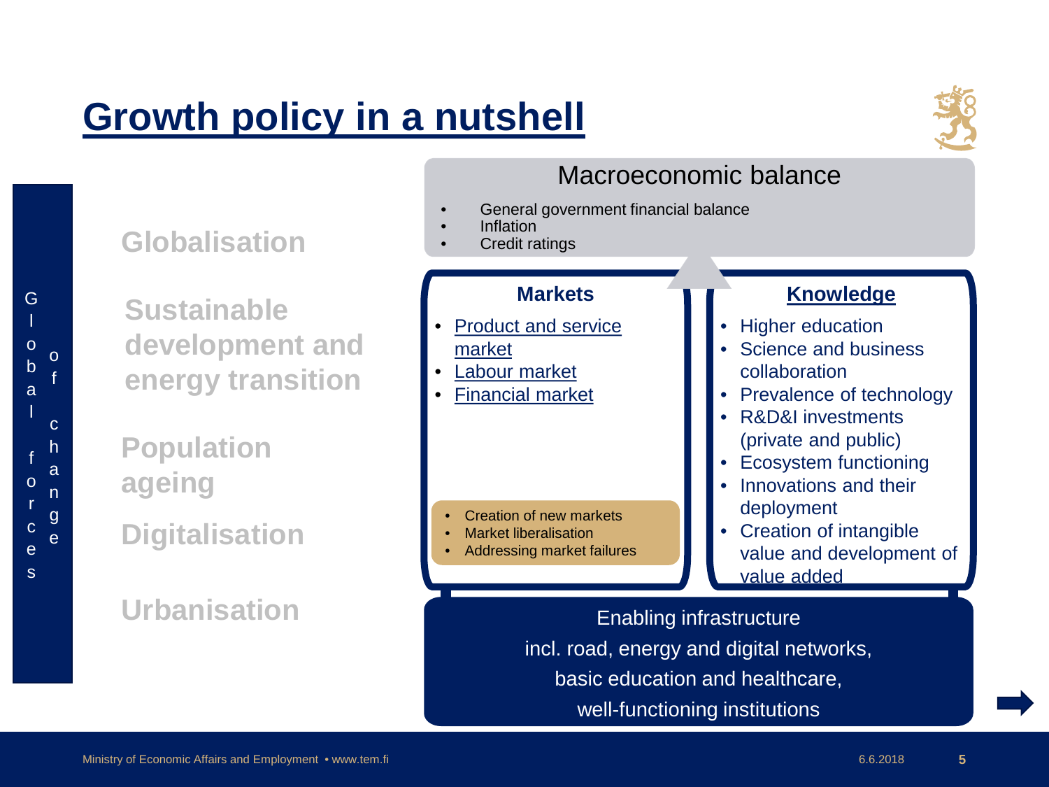# Growth policy in a nutshell

**Global forces of change**

- Globalisation
- Sustainable development and energy transition
- Population ageing
- Digitalisation
- Urbanisation

## Macroeconomic balance

- General government financial balance
- Inflation
- Credit ratings

### Markets

- Product and service market
- Labour market
- Financial market

- Creation of new markets
- Market liberalisation
- Addressing market failures

### Knowledge

- Higher education
- Science and business collaboration
- Prevalence of technology
- R&D&I investments (private and public)
- Ecosystem functioning
- Innovations and their deployment
- Creation of intangible value and development of value added

### Enabling infrastructure

incl. road, energy and digital networks,
basic education and healthcare,
well-functioning institutions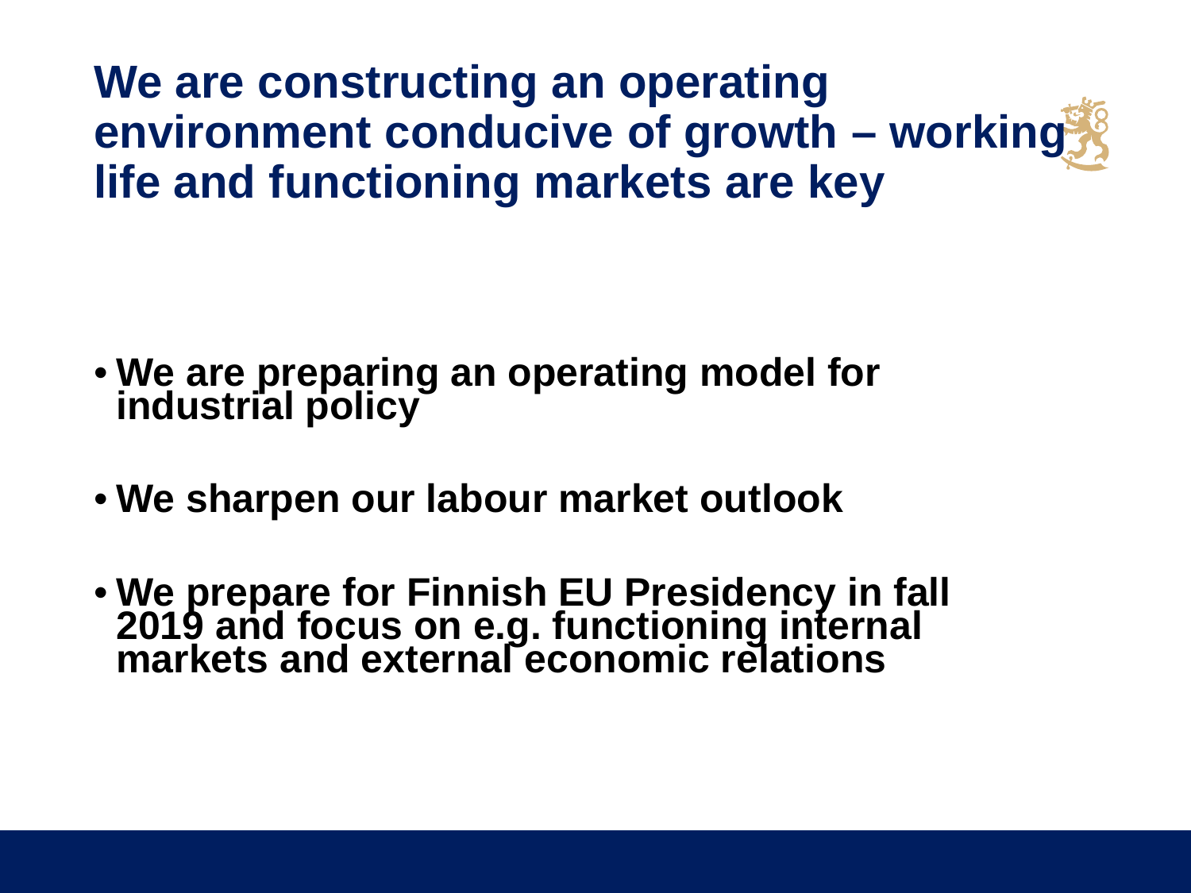# We are constructing an operating environment conducive of growth – working life and functioning markets are key

- **We are preparing an operating model for industrial policy**
- **We sharpen our labour market outlook**
- **We prepare for Finnish EU Presidency in fall 2019 and focus on e.g. functioning internal markets and external economic relations**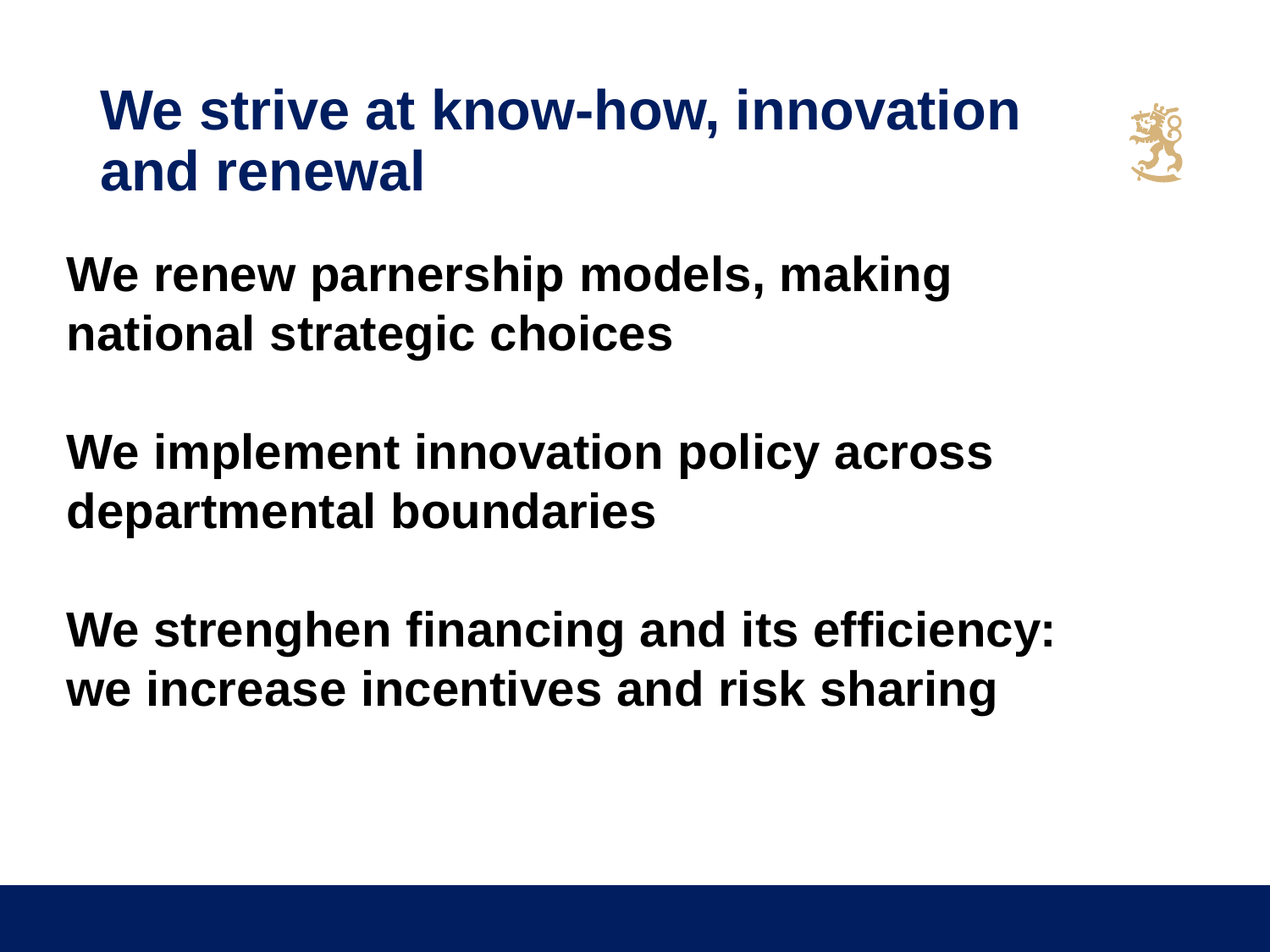# We strive at know-how, innovation and renewal

**We renew parnership models, making national strategic choices**

**We implement innovation policy across departmental boundaries**

**We strenghen financing and its efficiency: we increase incentives and risk sharing**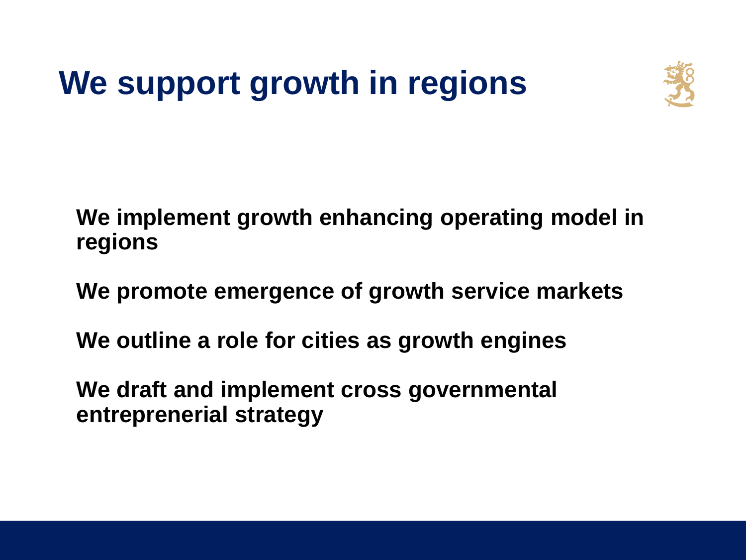# We support growth in regions

**We implement growth enhancing operating model in regions**

**We promote emergence of growth service markets**

**We outline a role for cities as growth engines**

**We draft and implement cross governmental entreprenerial strategy**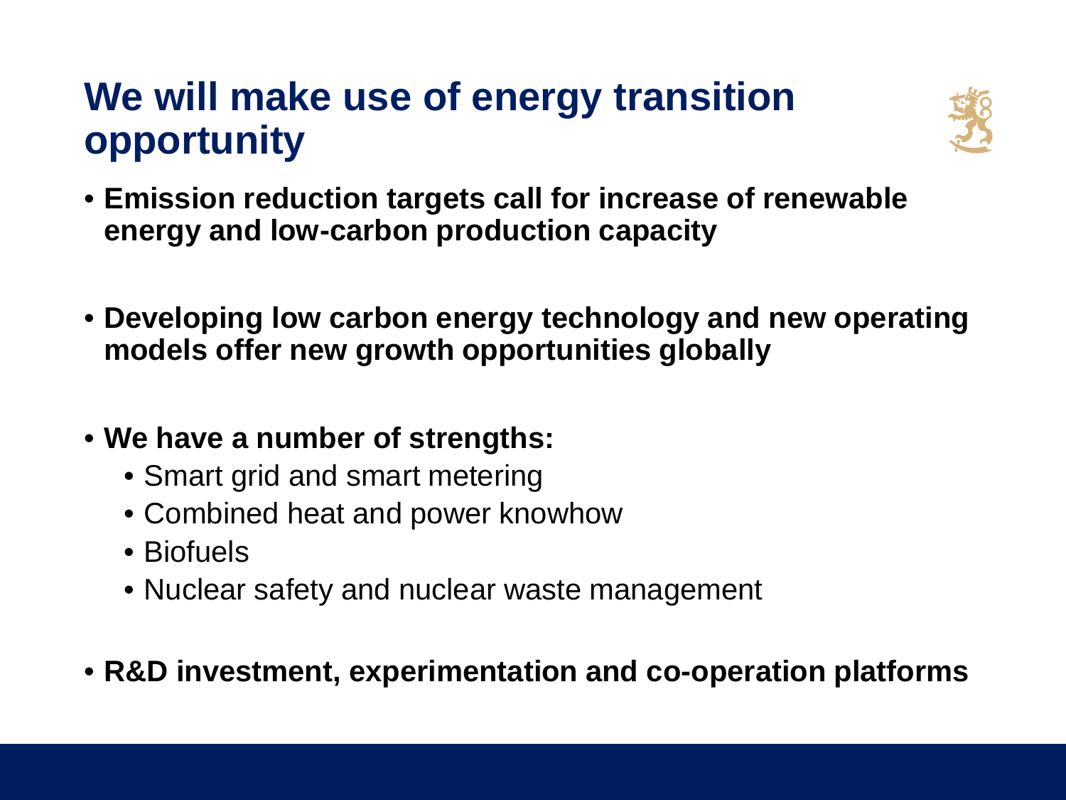# We will make use of energy transition opportunity

- **Emission reduction targets call for increase of renewable energy and low-carbon production capacity**
- **Developing low carbon energy technology and new operating models offer new growth opportunities globally**
- **We have a number of strengths:**
  - Smart grid and smart metering
  - Combined heat and power knowhow
  - Biofuels
  - Nuclear safety and nuclear waste management
- **R&D investment, experimentation and co-operation platforms**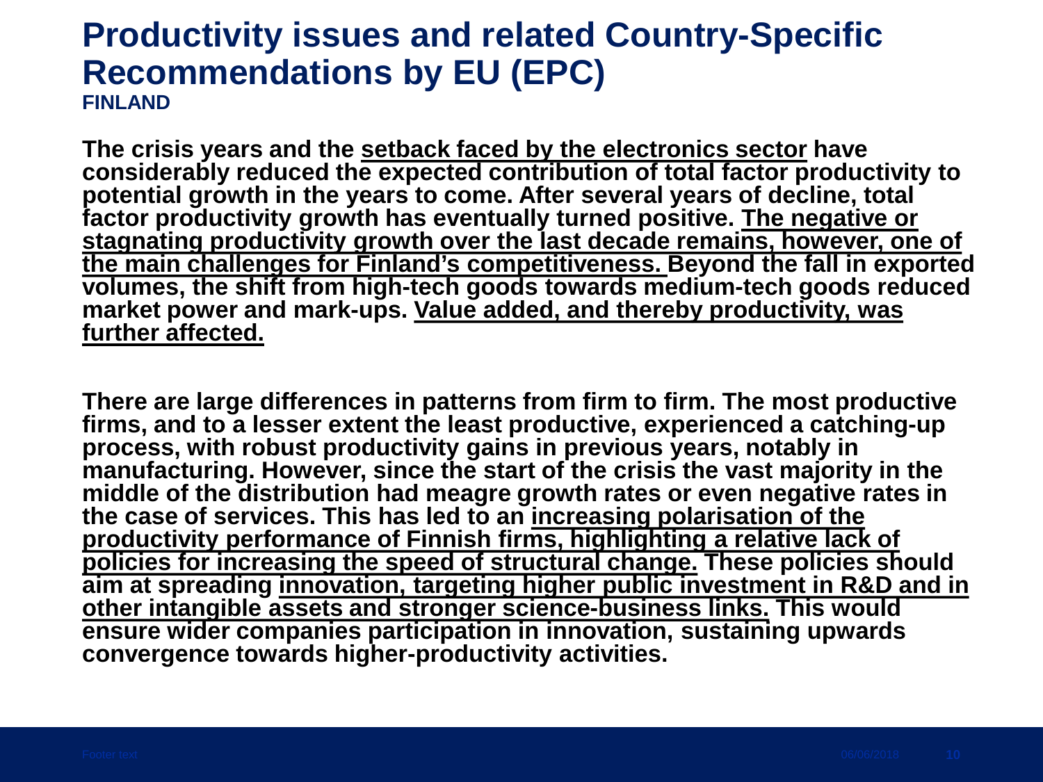# Productivity issues and related Country-Specific Recommendations by EU (EPC)

**FINLAND**

**The crisis years and the setback faced by the electronics sector have considerably reduced the expected contribution of total factor productivity to potential growth in the years to come. After several years of decline, total factor productivity growth has eventually turned positive. The negative or stagnating productivity growth over the last decade remains, however, one of the main challenges for Finland's competitiveness. Beyond the fall in exported volumes, the shift from high-tech goods towards medium-tech goods reduced market power and mark-ups. Value added, and thereby productivity, was further affected.**

**There are large differences in patterns from firm to firm. The most productive firms, and to a lesser extent the least productive, experienced a catching-up process, with robust productivity gains in previous years, notably in manufacturing. However, since the start of the crisis the vast majority in the middle of the distribution had meagre growth rates or even negative rates in the case of services. This has led to an increasing polarisation of the productivity performance of Finnish firms, highlighting a relative lack of policies for increasing the speed of structural change. These policies should aim at spreading innovation, targeting higher public investment in R&D and in other intangible assets and stronger science-business links. This would ensure wider companies participation in innovation, sustaining upwards convergence towards higher-productivity activities.**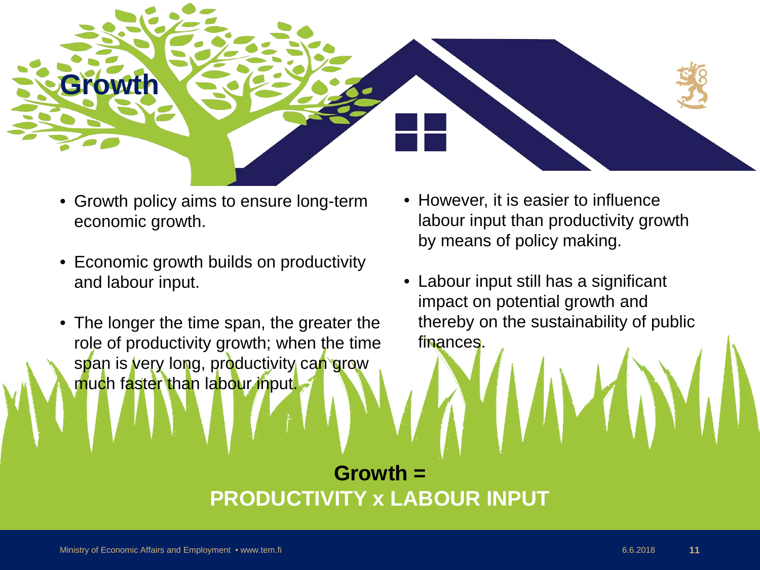# Growth

- Growth policy aims to ensure long-term economic growth.
- Economic growth builds on productivity and labour input.
- The longer the time span, the greater the role of productivity growth; when the time span is very long, productivity can grow much faster than labour input.
- However, it is easier to influence labour input than productivity growth by means of policy making.
- Labour input still has a significant impact on potential growth and thereby on the sustainability of public finances.

**Growth =**
**PRODUCTIVITY x LABOUR INPUT**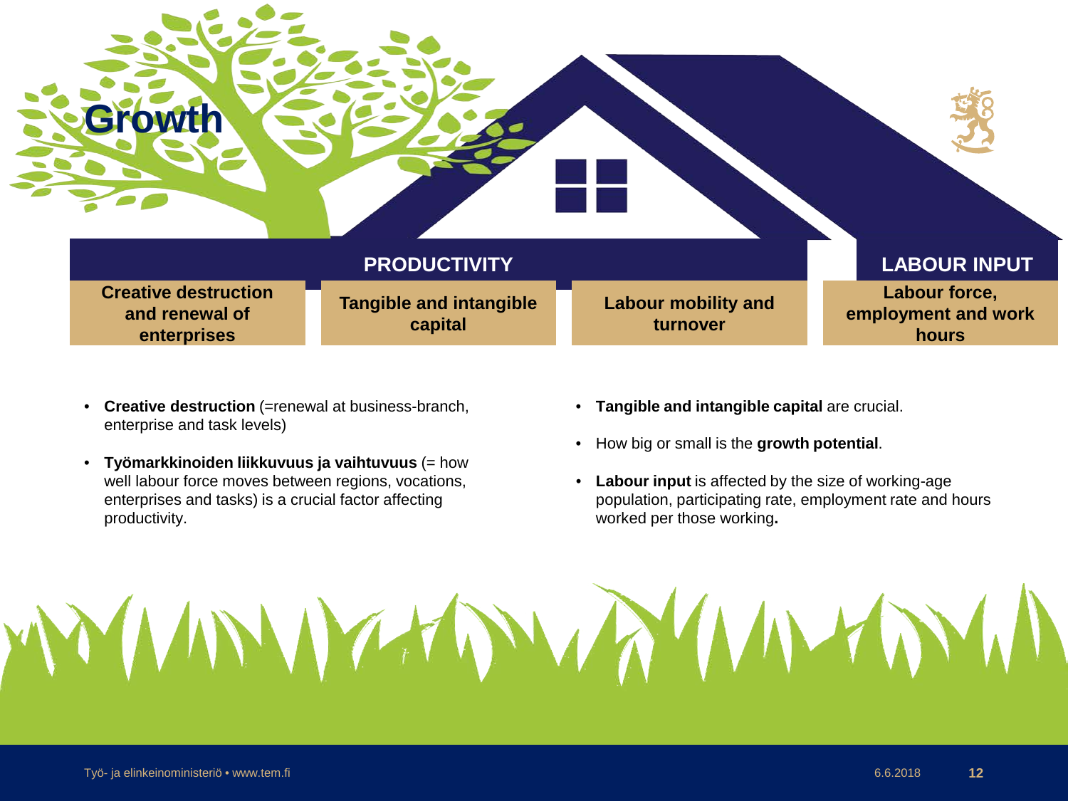# Growth

**PRODUCTIVITY**

- **Creative destruction and renewal of enterprises**
- **Tangible and intangible capital**
- **Labour mobility and turnover**

**LABOUR INPUT**

- **Labour force, employment and work hours**

---

- **Creative destruction** (=renewal at business-branch, enterprise and task levels)
- **Työmarkkinoiden liikkuvuus ja vaihtuvuus** (= how well labour force moves between regions, vocations, enterprises and tasks) is a crucial factor affecting productivity.
- **Tangible and intangible capital** are crucial.
- How big or small is the **growth potential**.
- **Labour input** is affected by the size of working-age population, participating rate, employment rate and hours worked per those working**.**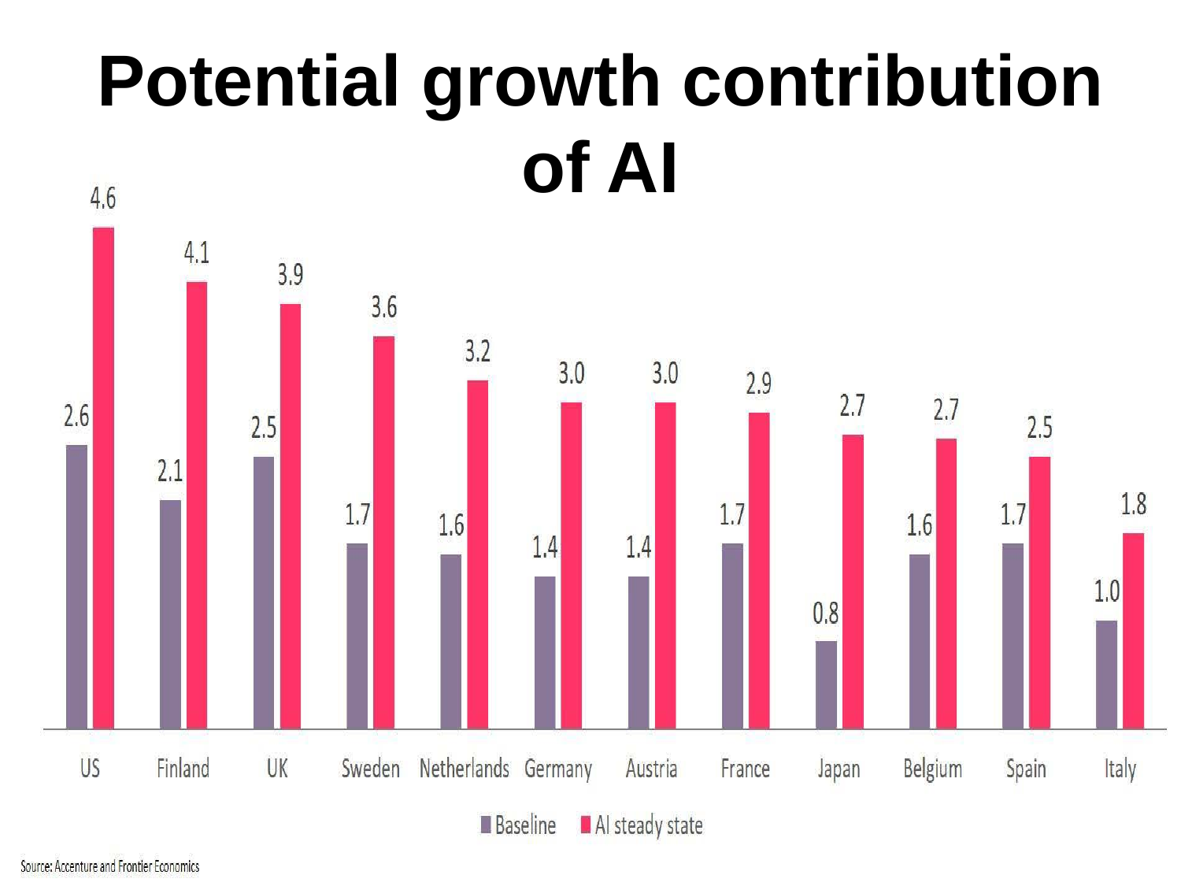# Potential growth contribution of AI

| Country | Baseline | AI steady state |
| --- | --- | --- |
| US | 2.6 | 4.6 |
| Finland | 2.1 | 4.1 |
| UK | 2.5 | 3.9 |
| Sweden | 1.7 | 3.6 |
| Netherlands | 1.6 | 3.2 |
| Germany | 1.4 | 3.0 |
| Austria | 1.4 | 3.0 |
| France | 1.7 | 2.9 |
| Japan | 0.8 | 2.7 |
| Belgium | 1.6 | 2.7 |
| Spain | 1.7 | 2.5 |
| Italy | 1.0 | 1.8 |

Source: Accenture and Frontier Economics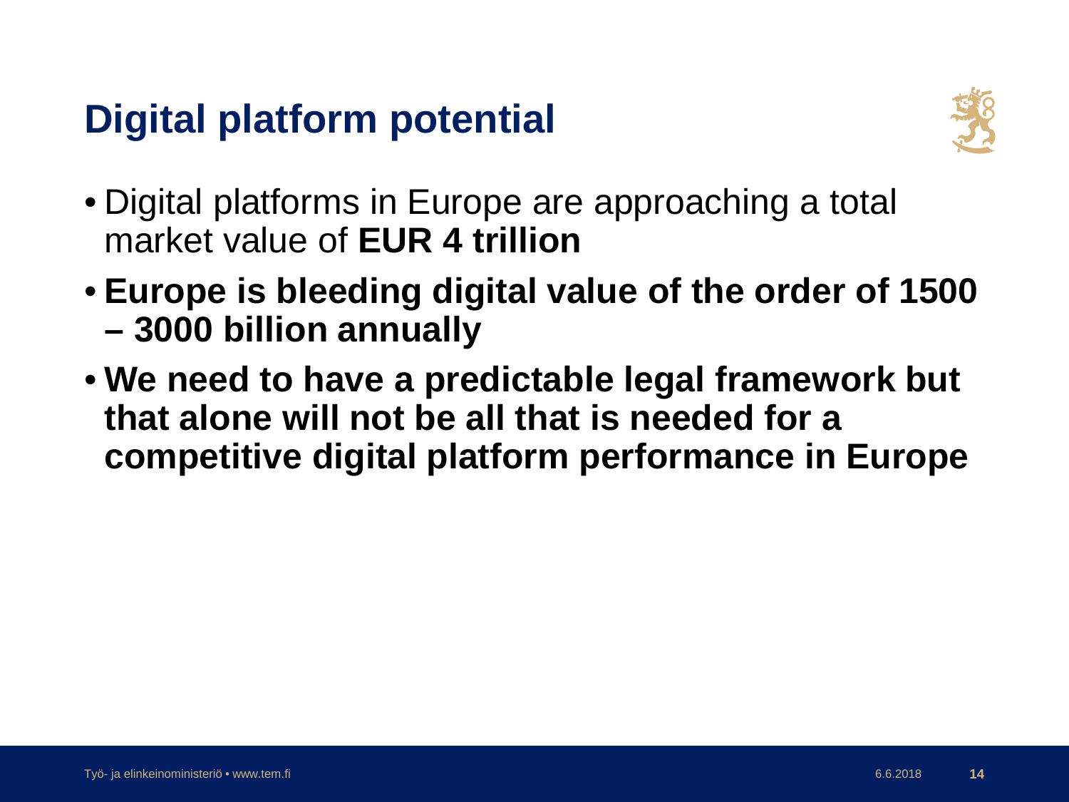# Digital platform potential

- Digital platforms in Europe are approaching a total market value of **EUR 4 trillion**
- **Europe is bleeding digital value of the order of 1500 – 3000 billion annually**
- **We need to have a predictable legal framework but that alone will not be all that is needed for a competitive digital platform performance in Europe**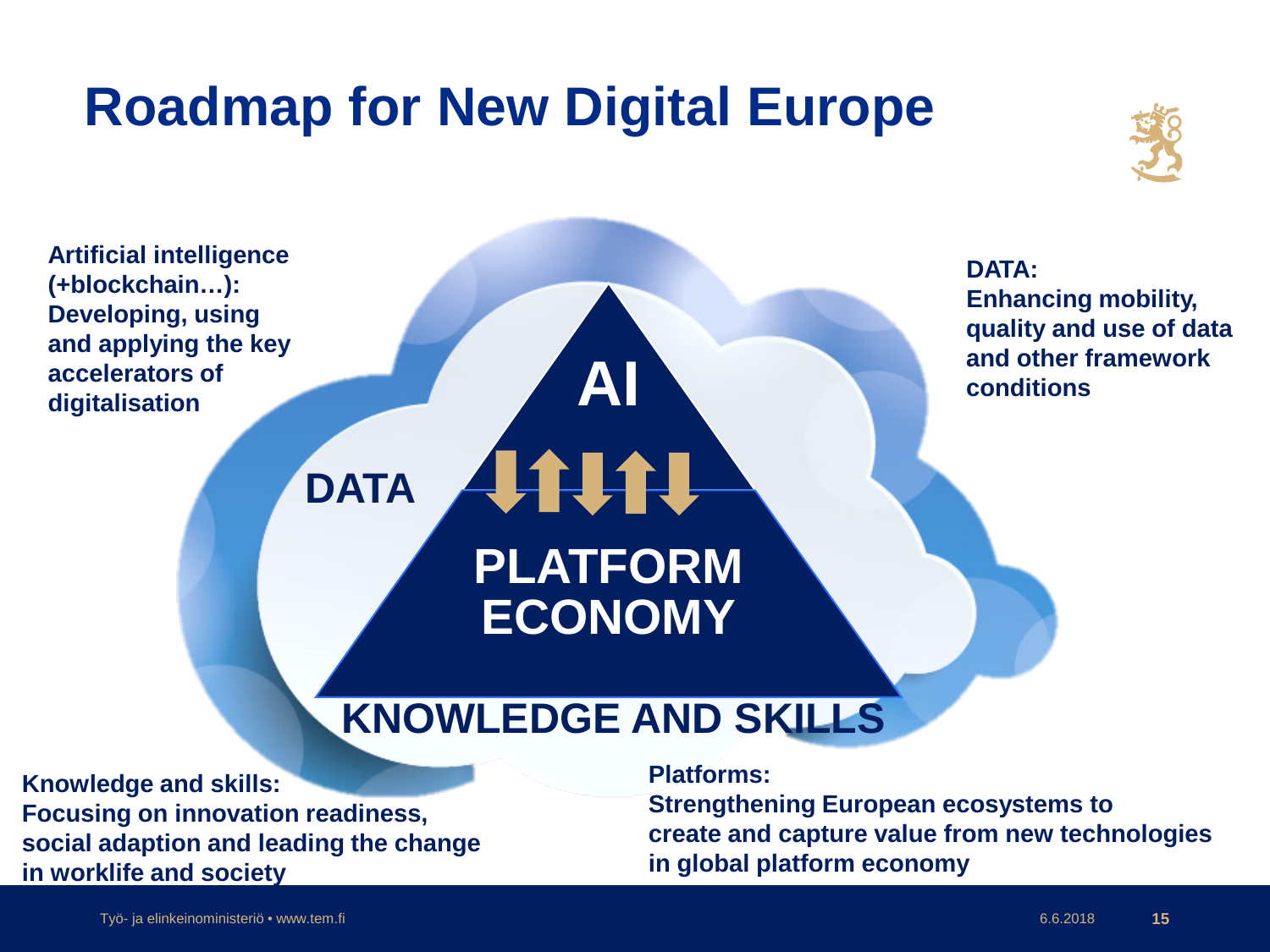# Roadmap for New Digital Europe

**Artificial intelligence (+blockchain…): Developing, using and applying the key accelerators of digitalisation**

**DATA: Enhancing mobility, quality and use of data and other framework conditions**

**AI**

**DATA**

**PLATFORM ECONOMY**

**KNOWLEDGE AND SKILLS**

**Knowledge and skills: Focusing on innovation readiness, social adaption and leading the change in worklife and society**

**Platforms: Strengthening European ecosystems to create and capture value from new technologies in global platform economy**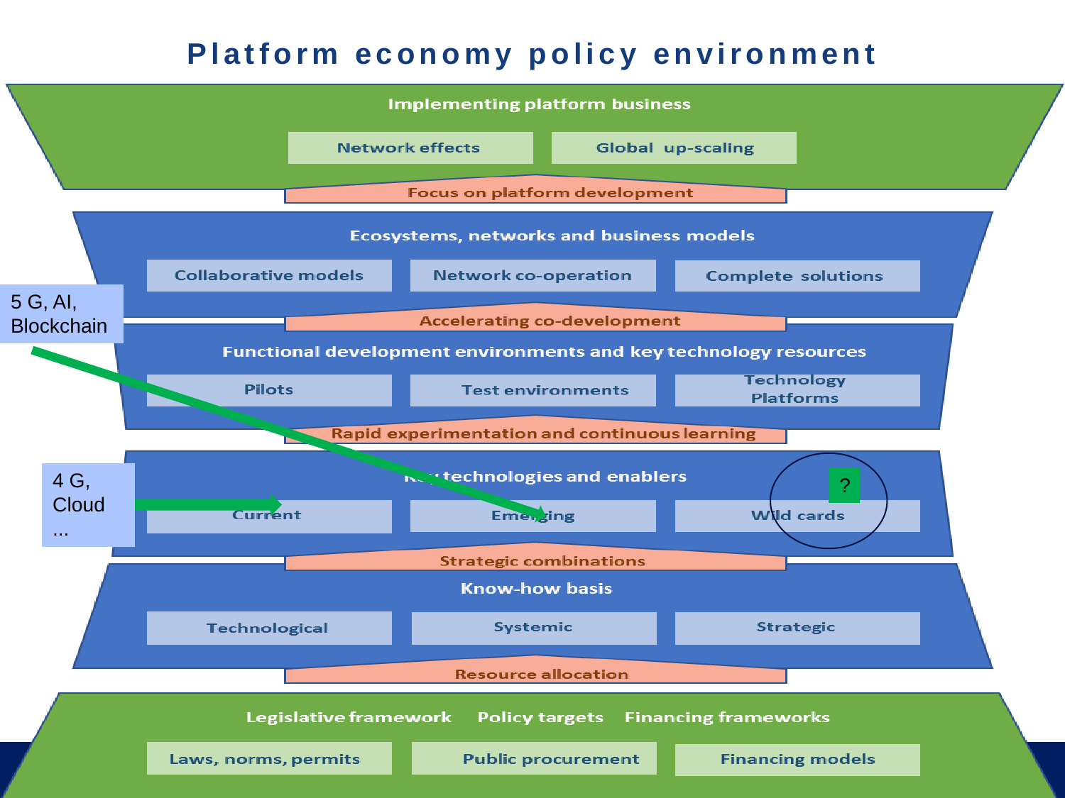# Platform economy policy environment

## Implementing platform business

- Network effects
- Global up-scaling

**Focus on platform development**

## Ecosystems, networks and business models

- Collaborative models
- Network co-operation
- Complete solutions

**Accelerating co-development**

## Functional development environments and key technology resources

- Pilots
- Test environments
- Technology Platforms

**Rapid experimentation and continuous learning**

## Key technologies and enablers

- Current
- Emerging
- Wild cards

4 G, Cloud ... → Current

5 G, AI, Blockchain → Emerging

?

**Strategic combinations**

## Know-how basis

- Technological
- Systemic
- Strategic

**Resource allocation**

## Legislative framework · Policy targets · Financing frameworks

- Laws, norms, permits
- Public procurement
- Financing models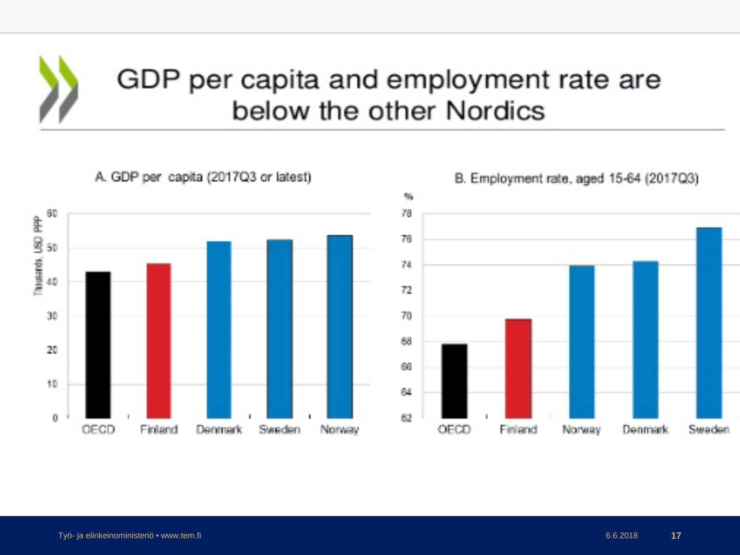# GDP per capita and employment rate are below the other Nordics

A. GDP per capita (2017Q3 or latest)

Thousands, USD PPP

60, 50, 40, 30, 20, 10, 0

OECD, Finland, Denmark, Sweden, Norway

B. Employment rate, aged 15-64 (2017Q3)

%

78, 76, 74, 72, 70, 68, 66, 64, 62

OECD, Finland, Norway, Denmark, Sweden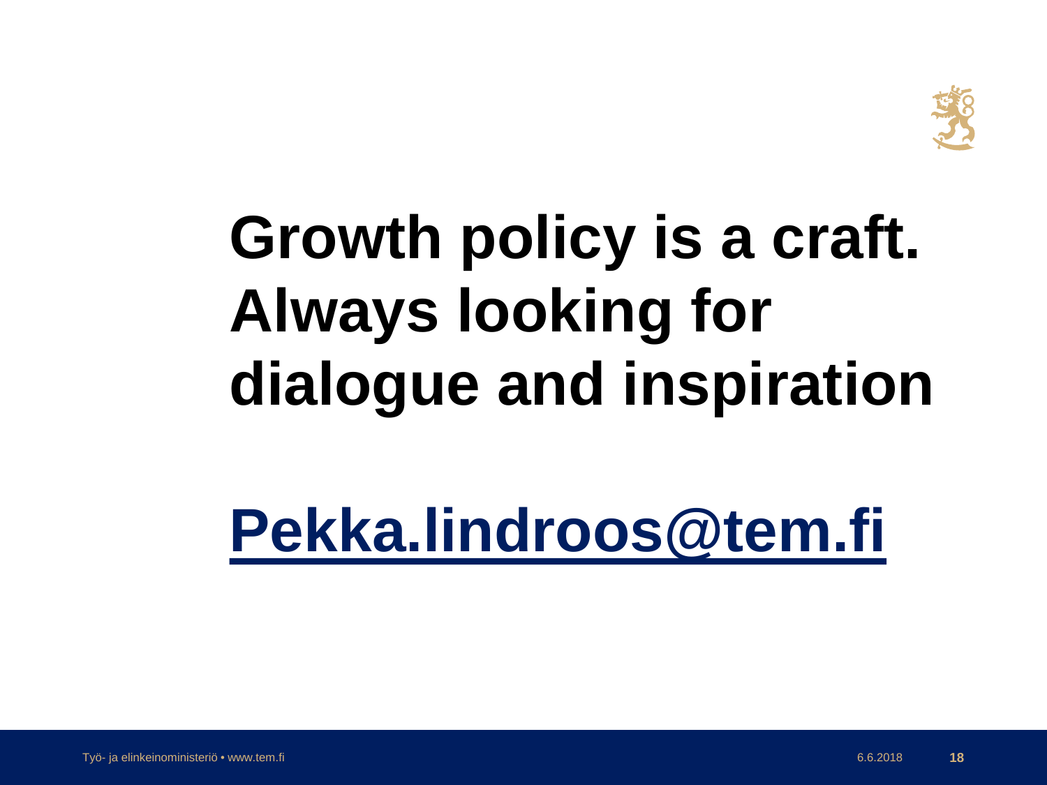# Growth policy is a craft. Always looking for dialogue and inspiration

**[Pekka.lindroos@tem.fi](mailto:Pekka.lindroos@tem.fi)**